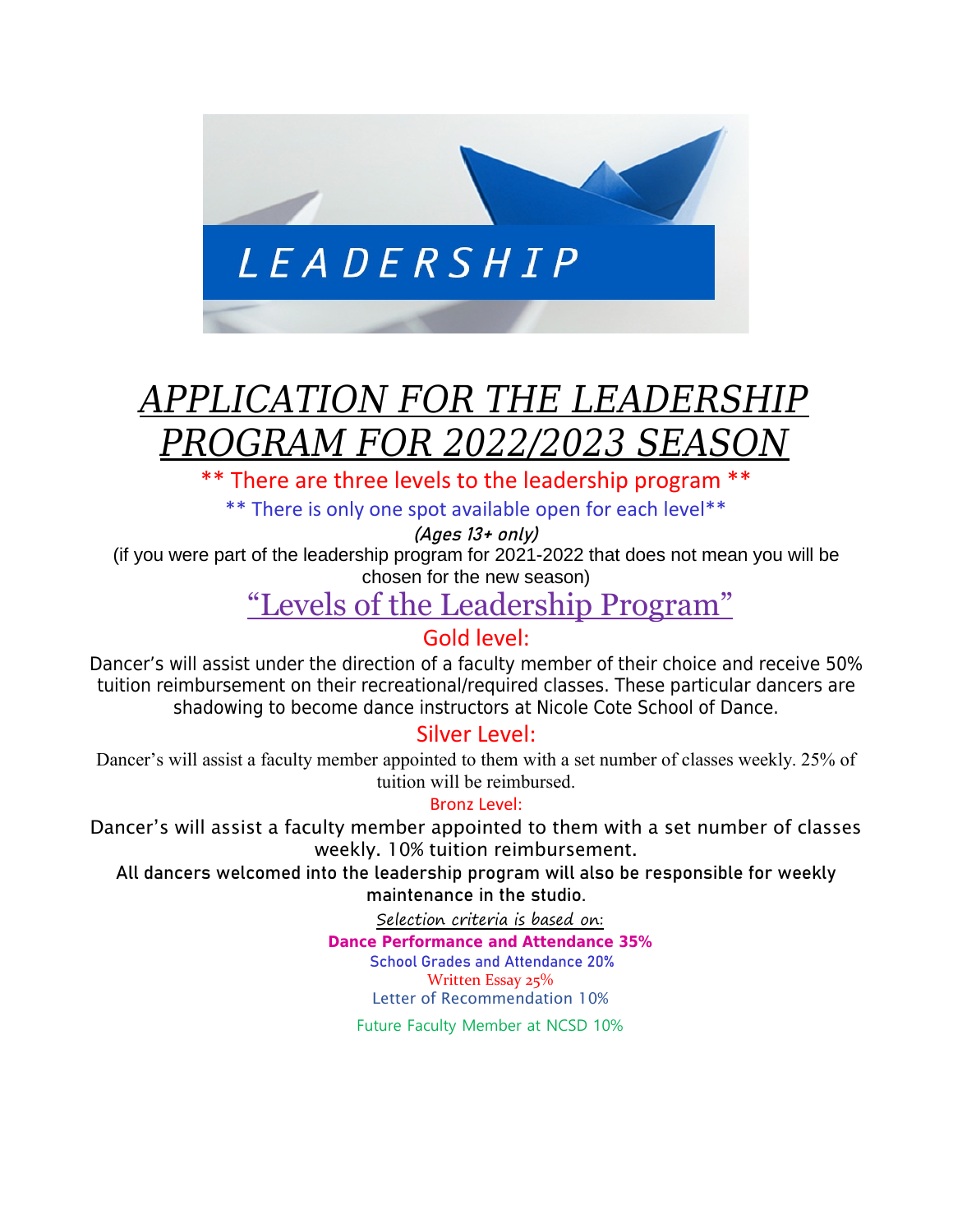LEADERSHIP

# *APPLICATION FOR THE LEADERSHIP PROGRAM FOR 2022/2023 SEASON*

\*\* There are three levels to the leadership program \*\*

\*\* There is only one spot available open for each level\*\*

*(Ages 13+ only)*

(if you were part of the leadership program for 2021-2022 that does not mean you will be chosen for the new season)

## "Levels of the Leadership Program"

### Gold level:

Dancer's will assist under the direction of a faculty member of their choice and receive 50% tuition reimbursement on their recreational/required classes. These particular dancers are shadowing to become dance instructors at Nicole Cote School of Dance.

### Silver Level:

Dancer's will assist a faculty member appointed to them with a set number of classes weekly. 25% of tuition will be reimbursed.

### Bronz Level:

Dancer's will assist a faculty member appointed to them with a set number of classes weekly. 10% tuition reimbursement.

**All dancers welcomed into the leadership program will also be responsible for weekly maintenance in the studio.**

Selection criteria is based on:

**Dance Performance and Attendance 35%**

School Grades and Attendance 20%

Written Essay 25%

Letter of Recommendation 10%

Future Faculty Member at NCSD 10%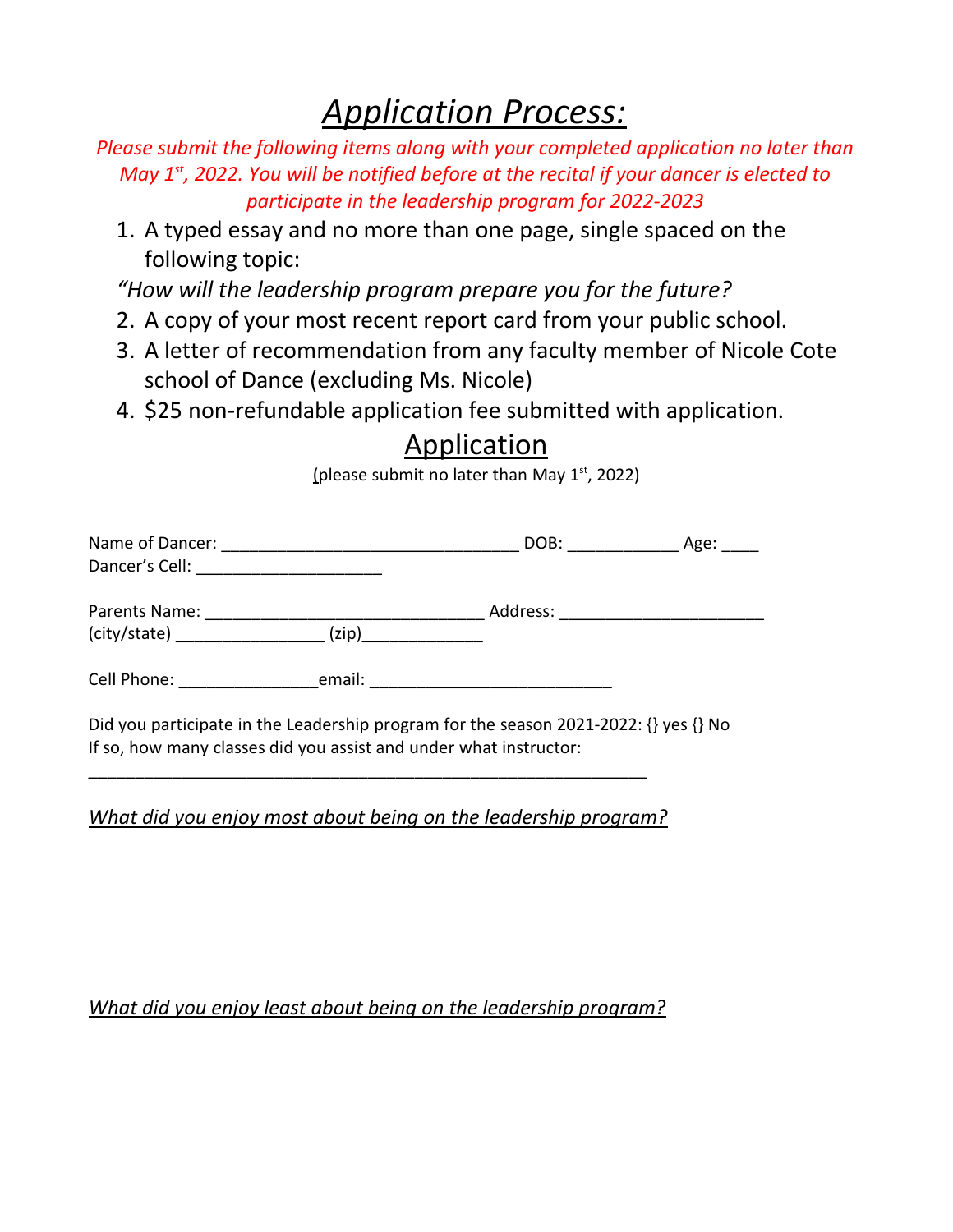# *Application Process:*

*Please submit the following items along with your completed application no later than May 1st, 2022. You will be notified before at the recital if your dancer is elected to participate in the leadership program for 2022-2023*

1. A typed essay and no more than one page, single spaced on the following topic:

*"How will the leadership program prepare you for the future?*

2. A copy of your most recent report card from your public school.
3. A letter of recommendation from any faculty member of Nicole Cote school of Dance (excluding Ms. Nicole)
4. $25 non-refundable application fee submitted with application.

## Application

(please submit no later than May 1st, 2022)

Name of Dancer: _______________________________ DOB: ___________ Age: ____
Dancer's Cell: ____________________

Parents Name: _____________________________ Address: _____________________
(city/state) _______________ (zip)____________

Cell Phone: ______________email: ________________________

Did you participate in the Leadership program for the season 2021-2022: {} yes {} No
If so, how many classes did you assist and under what instructor:
__________________________________________________________

*What did you enjoy most about being on the leadership program?*

*What did you enjoy least about being on the leadership program?*